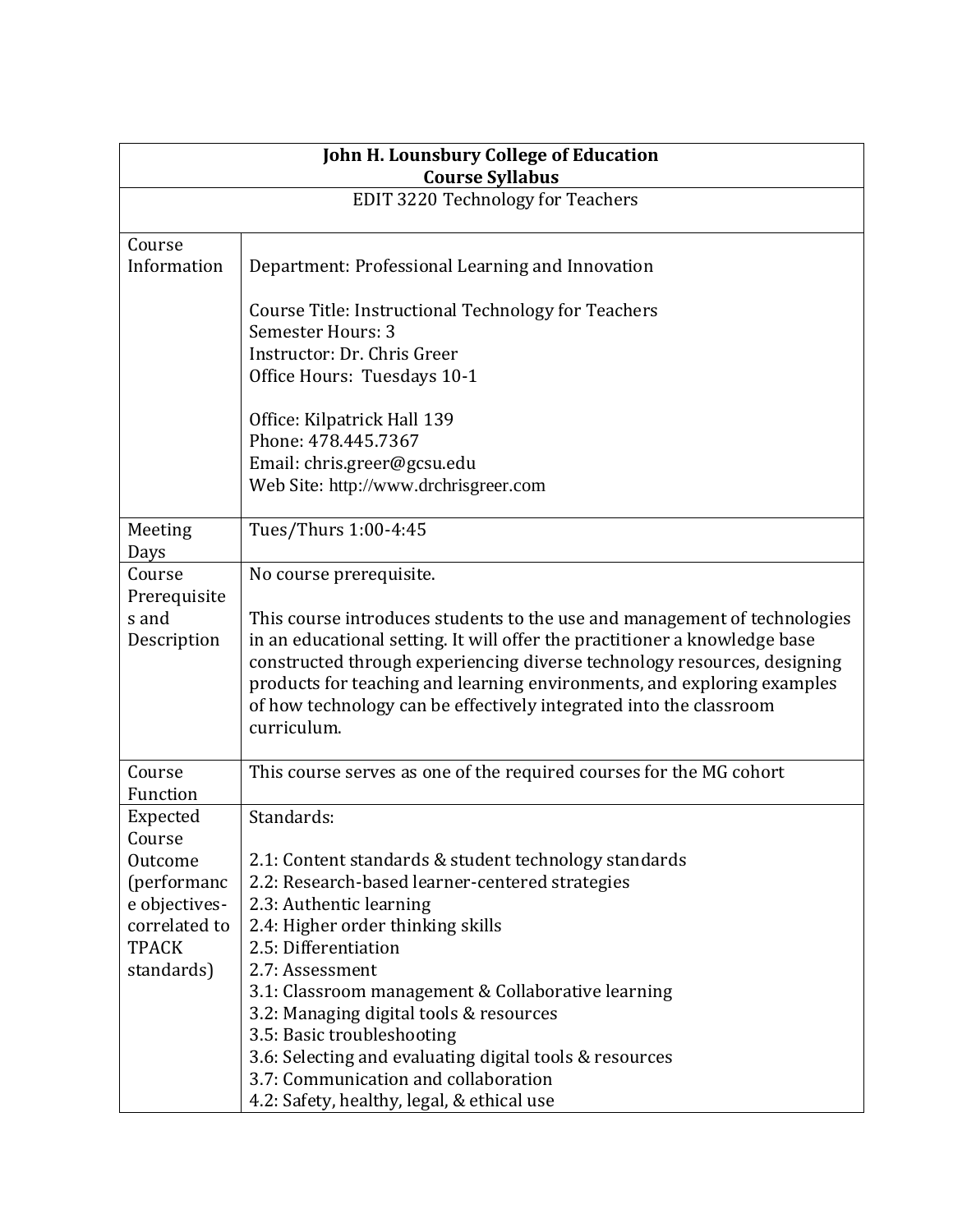| John H. Lounsbury College of Education<br>Course Syllabus | |
|---|---|
| EDIT 3220 Technology for Teachers | |
| Course Information | Department: Professional Learning and Innovation<br><br>Course Title: Instructional Technology for Teachers<br>Semester Hours: 3<br>Instructor: Dr. Chris Greer<br>Office Hours: Tuesdays 10-1<br><br>Office: Kilpatrick Hall 139<br>Phone: 478.445.7367<br>Email: chris.greer@gcsu.edu<br>Web Site: http://www.drchrisgreer.com |
| Meeting Days | Tues/Thurs 1:00-4:45 |
| Course Prerequisites and Description | No course prerequisite.<br><br>This course introduces students to the use and management of technologies in an educational setting. It will offer the practitioner a knowledge base constructed through experiencing diverse technology resources, designing products for teaching and learning environments, and exploring examples of how technology can be effectively integrated into the classroom curriculum. |
| Course Function | This course serves as one of the required courses for the MG cohort |
| Expected Course Outcome (performance objectives- correlated to TPACK standards) | Standards:<br><br>2.1: Content standards & student technology standards<br>2.2: Research-based learner-centered strategies<br>2.3: Authentic learning<br>2.4: Higher order thinking skills<br>2.5: Differentiation<br>2.7: Assessment<br>3.1: Classroom management & Collaborative learning<br>3.2: Managing digital tools & resources<br>3.5: Basic troubleshooting<br>3.6: Selecting and evaluating digital tools & resources<br>3.7: Communication and collaboration<br>4.2: Safety, healthy, legal, & ethical use |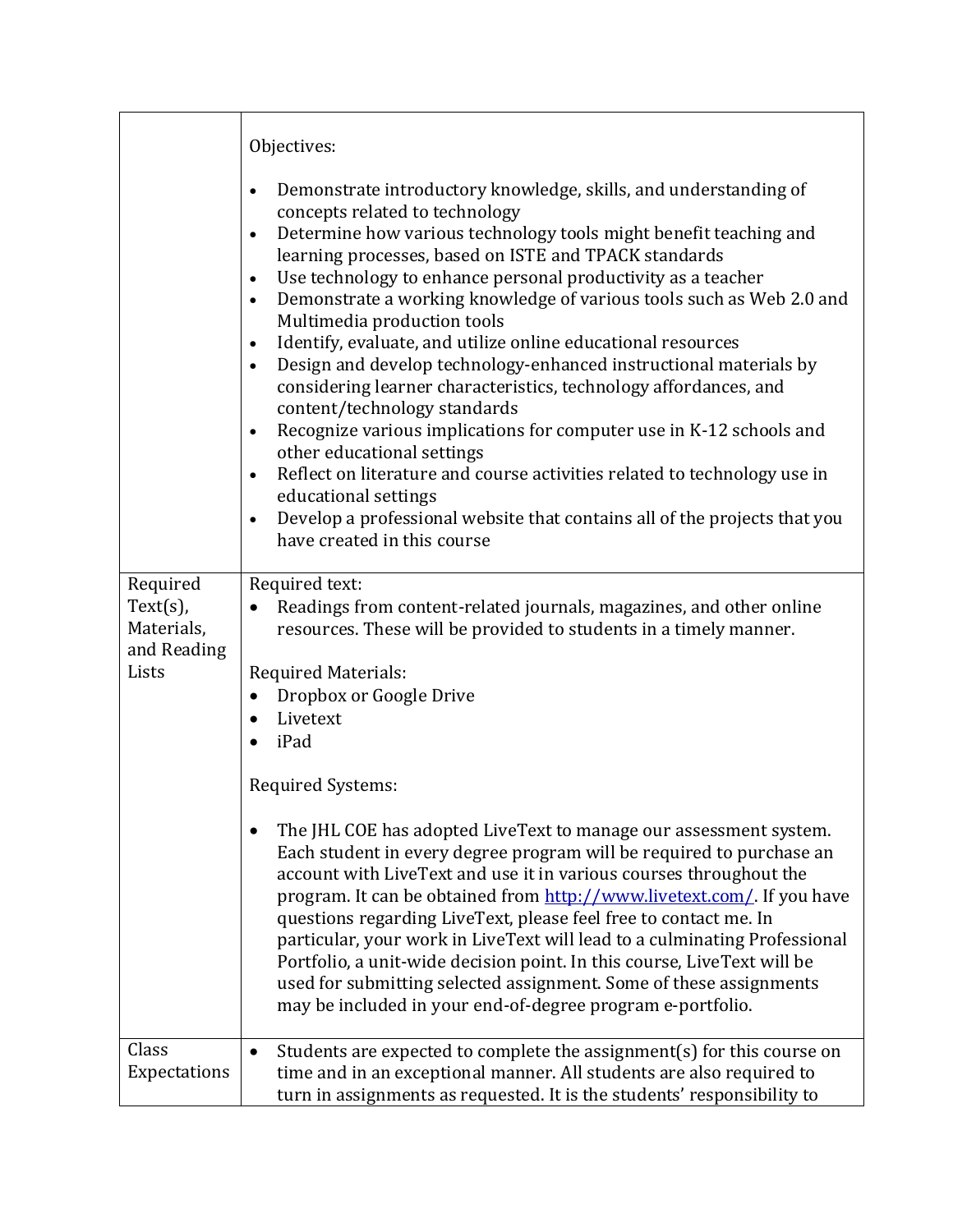| | |
|---|---|
| | Objectives:<br><br>• Demonstrate introductory knowledge, skills, and understanding of concepts related to technology<br>• Determine how various technology tools might benefit teaching and learning processes, based on ISTE and TPACK standards<br>• Use technology to enhance personal productivity as a teacher<br>• Demonstrate a working knowledge of various tools such as Web 2.0 and Multimedia production tools<br>• Identify, evaluate, and utilize online educational resources<br>• Design and develop technology-enhanced instructional materials by considering learner characteristics, technology affordances, and content/technology standards<br>• Recognize various implications for computer use in K-12 schools and other educational settings<br>• Reflect on literature and course activities related to technology use in educational settings<br>• Develop a professional website that contains all of the projects that you have created in this course |
| Required Text(s), Materials, and Reading Lists | Required text:<br>• Readings from content-related journals, magazines, and other online resources. These will be provided to students in a timely manner.<br><br>Required Materials:<br>• Dropbox or Google Drive<br>• Livetext<br>• iPad<br><br>Required Systems:<br><br>• The JHL COE has adopted LiveText to manage our assessment system. Each student in every degree program will be required to purchase an account with LiveText and use it in various courses throughout the program. It can be obtained from http://www.livetext.com/. If you have questions regarding LiveText, please feel free to contact me. In particular, your work in LiveText will lead to a culminating Professional Portfolio, a unit-wide decision point. In this course, LiveText will be used for submitting selected assignment. Some of these assignments may be included in your end-of-degree program e-portfolio. |
| Class Expectations | • Students are expected to complete the assignment(s) for this course on time and in an exceptional manner. All students are also required to turn in assignments as requested. It is the students' responsibility to |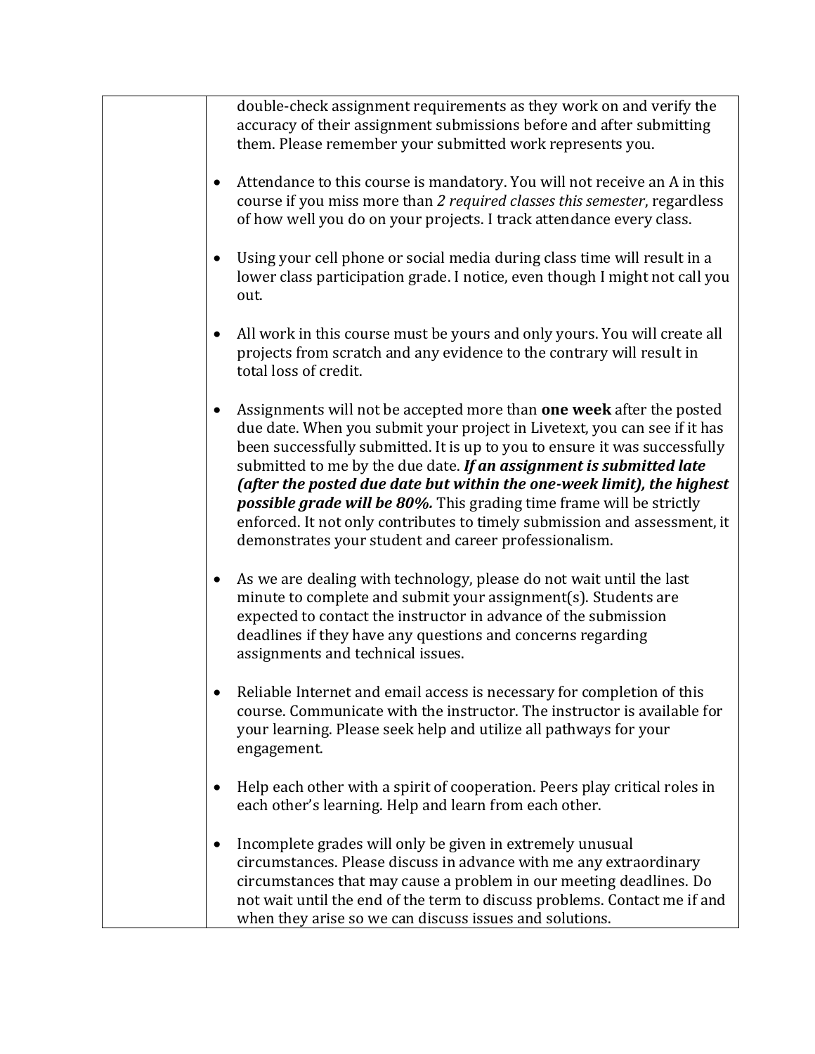| | |
|---|---|
| | double-check assignment requirements as they work on and verify the accuracy of their assignment submissions before and after submitting them. Please remember your submitted work represents you.<br><br>• Attendance to this course is mandatory. You will not receive an A in this course if you miss more than *2 required classes this semester*, regardless of how well you do on your projects. I track attendance every class.<br><br>• Using your cell phone or social media during class time will result in a lower class participation grade. I notice, even though I might not call you out.<br><br>• All work in this course must be yours and only yours. You will create all projects from scratch and any evidence to the contrary will result in total loss of credit.<br><br>• Assignments will not be accepted more than **one week** after the posted due date. When you submit your project in Livetext, you can see if it has been successfully submitted. It is up to you to ensure it was successfully submitted to me by the due date. ***If an assignment is submitted late (after the posted due date but within the one-week limit), the highest possible grade will be 80%.*** This grading time frame will be strictly enforced. It not only contributes to timely submission and assessment, it demonstrates your student and career professionalism.<br><br>• As we are dealing with technology, please do not wait until the last minute to complete and submit your assignment(s). Students are expected to contact the instructor in advance of the submission deadlines if they have any questions and concerns regarding assignments and technical issues.<br><br>• Reliable Internet and email access is necessary for completion of this course. Communicate with the instructor. The instructor is available for your learning. Please seek help and utilize all pathways for your engagement.<br><br>• Help each other with a spirit of cooperation. Peers play critical roles in each other's learning. Help and learn from each other.<br><br>• Incomplete grades will only be given in extremely unusual circumstances. Please discuss in advance with me any extraordinary circumstances that may cause a problem in our meeting deadlines. Do not wait until the end of the term to discuss problems. Contact me if and when they arise so we can discuss issues and solutions. |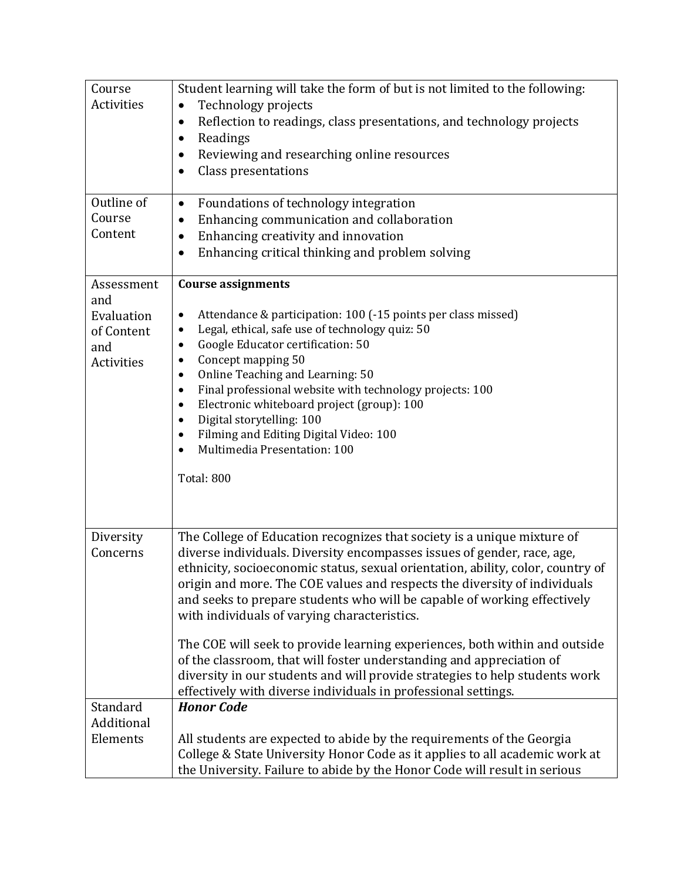| | |
|---|---|
| Course Activities | Student learning will take the form of but is not limited to the following:<br>• Technology projects<br>• Reflection to readings, class presentations, and technology projects<br>• Readings<br>• Reviewing and researching online resources<br>• Class presentations |
| Outline of Course Content | • Foundations of technology integration<br>• Enhancing communication and collaboration<br>• Enhancing creativity and innovation<br>• Enhancing critical thinking and problem solving |
| Assessment and Evaluation of Content and Activities | **Course assignments**<br><br>• Attendance & participation: 100 (-15 points per class missed)<br>• Legal, ethical, safe use of technology quiz: 50<br>• Google Educator certification: 50<br>• Concept mapping 50<br>• Online Teaching and Learning: 50<br>• Final professional website with technology projects: 100<br>• Electronic whiteboard project (group): 100<br>• Digital storytelling: 100<br>• Filming and Editing Digital Video: 100<br>• Multimedia Presentation: 100<br><br>Total: 800 |
| Diversity Concerns | The College of Education recognizes that society is a unique mixture of diverse individuals. Diversity encompasses issues of gender, race, age, ethnicity, socioeconomic status, sexual orientation, ability, color, country of origin and more. The COE values and respects the diversity of individuals and seeks to prepare students who will be capable of working effectively with individuals of varying characteristics.<br><br>The COE will seek to provide learning experiences, both within and outside of the classroom, that will foster understanding and appreciation of diversity in our students and will provide strategies to help students work effectively with diverse individuals in professional settings. |
| Standard Additional Elements | ***Honor Code***<br><br>All students are expected to abide by the requirements of the Georgia College & State University Honor Code as it applies to all academic work at the University. Failure to abide by the Honor Code will result in serious |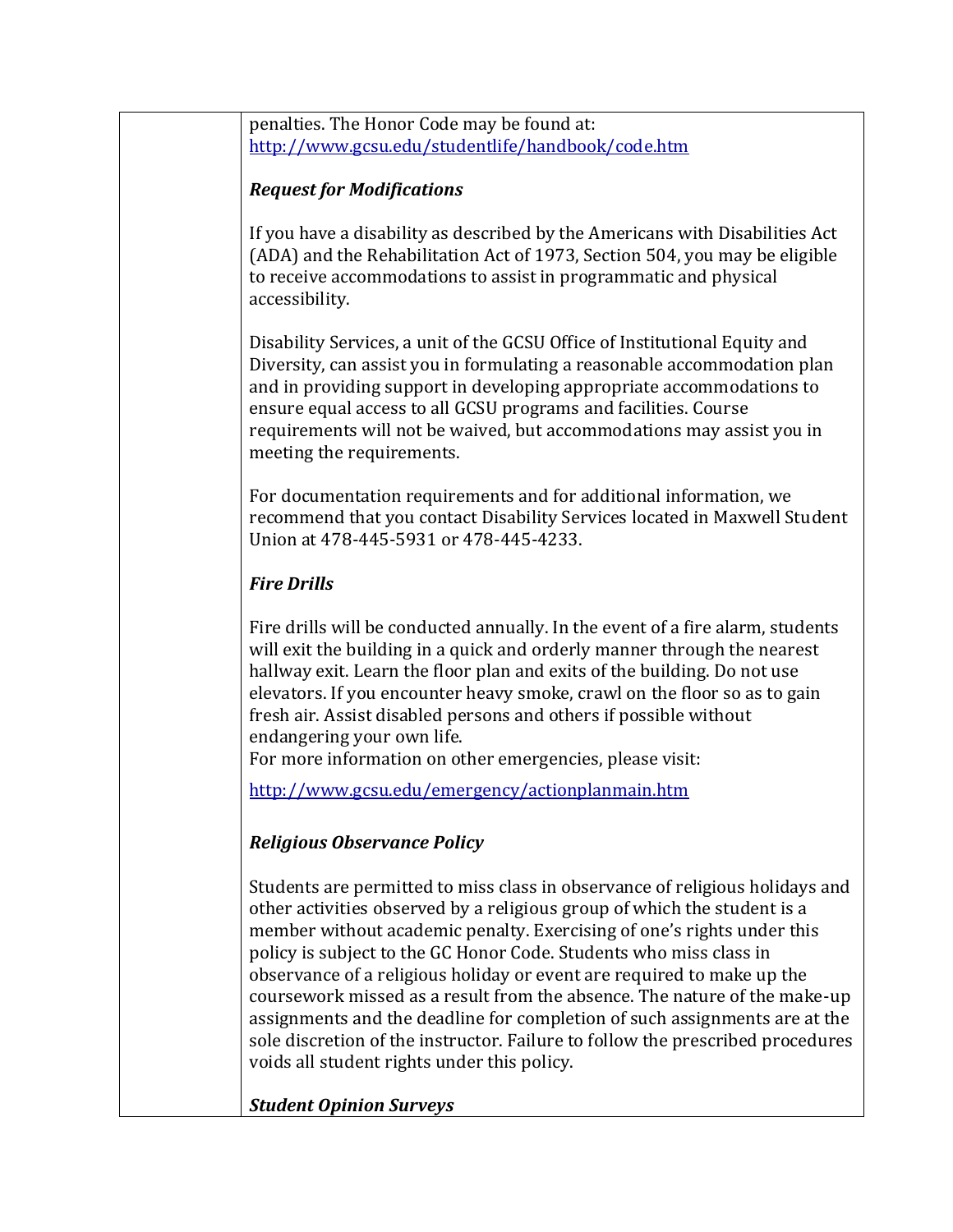penalties. The Honor Code may be found at: http://www.gcsu.edu/studentlife/handbook/code.htm

***Request for Modifications***

If you have a disability as described by the Americans with Disabilities Act (ADA) and the Rehabilitation Act of 1973, Section 504, you may be eligible to receive accommodations to assist in programmatic and physical accessibility.

Disability Services, a unit of the GCSU Office of Institutional Equity and Diversity, can assist you in formulating a reasonable accommodation plan and in providing support in developing appropriate accommodations to ensure equal access to all GCSU programs and facilities. Course requirements will not be waived, but accommodations may assist you in meeting the requirements.

For documentation requirements and for additional information, we recommend that you contact Disability Services located in Maxwell Student Union at 478-445-5931 or 478-445-4233.

***Fire Drills***

Fire drills will be conducted annually. In the event of a fire alarm, students will exit the building in a quick and orderly manner through the nearest hallway exit. Learn the floor plan and exits of the building. Do not use elevators. If you encounter heavy smoke, crawl on the floor so as to gain fresh air. Assist disabled persons and others if possible without endangering your own life.
For more information on other emergencies, please visit:

http://www.gcsu.edu/emergency/actionplanmain.htm

***Religious Observance Policy***

Students are permitted to miss class in observance of religious holidays and other activities observed by a religious group of which the student is a member without academic penalty. Exercising of one's rights under this policy is subject to the GC Honor Code. Students who miss class in observance of a religious holiday or event are required to make up the coursework missed as a result from the absence. The nature of the make-up assignments and the deadline for completion of such assignments are at the sole discretion of the instructor. Failure to follow the prescribed procedures voids all student rights under this policy.

***Student Opinion Surveys***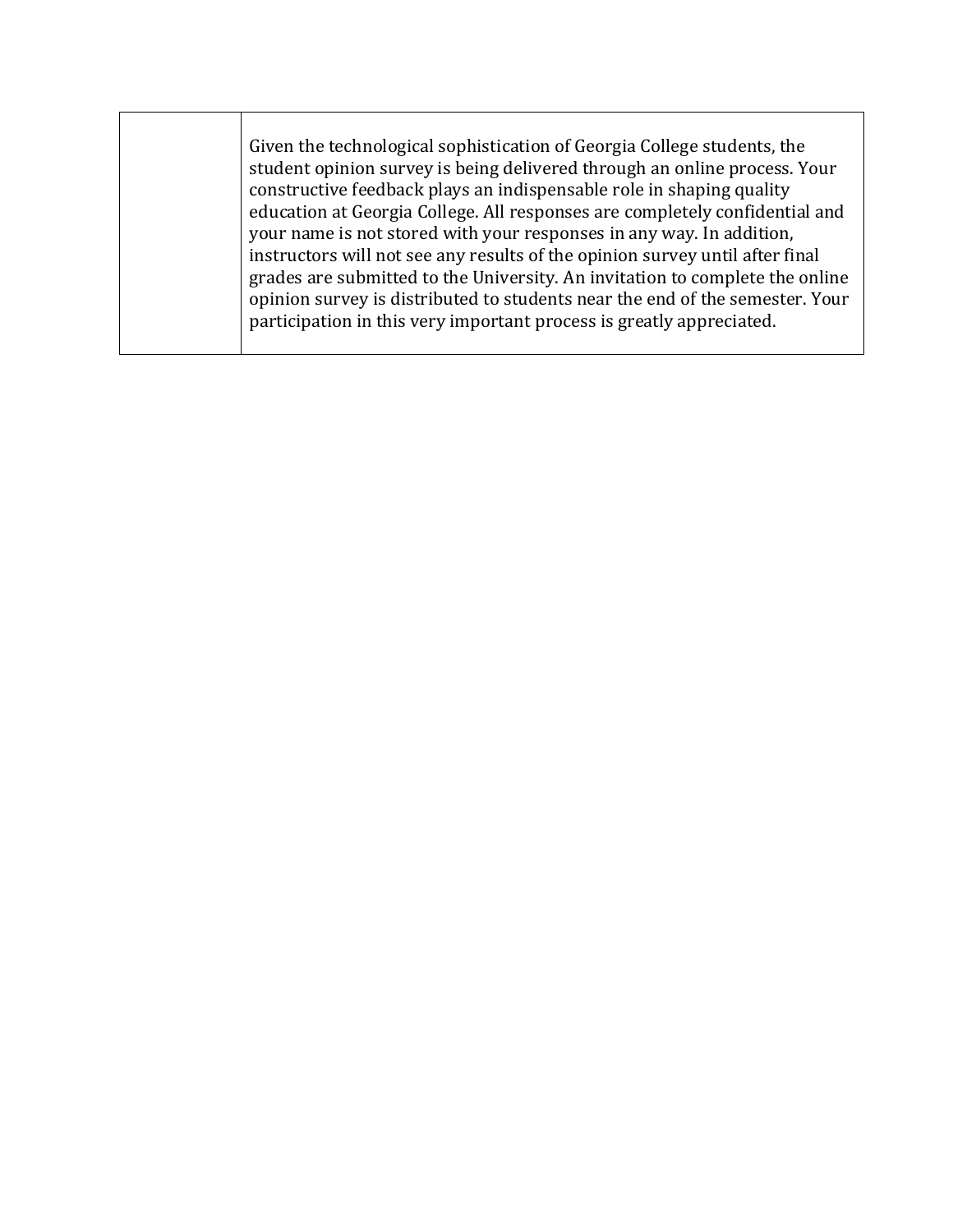| | |
|---|---|
| | Given the technological sophistication of Georgia College students, the student opinion survey is being delivered through an online process. Your constructive feedback plays an indispensable role in shaping quality education at Georgia College. All responses are completely confidential and your name is not stored with your responses in any way. In addition, instructors will not see any results of the opinion survey until after final grades are submitted to the University. An invitation to complete the online opinion survey is distributed to students near the end of the semester. Your participation in this very important process is greatly appreciated. |